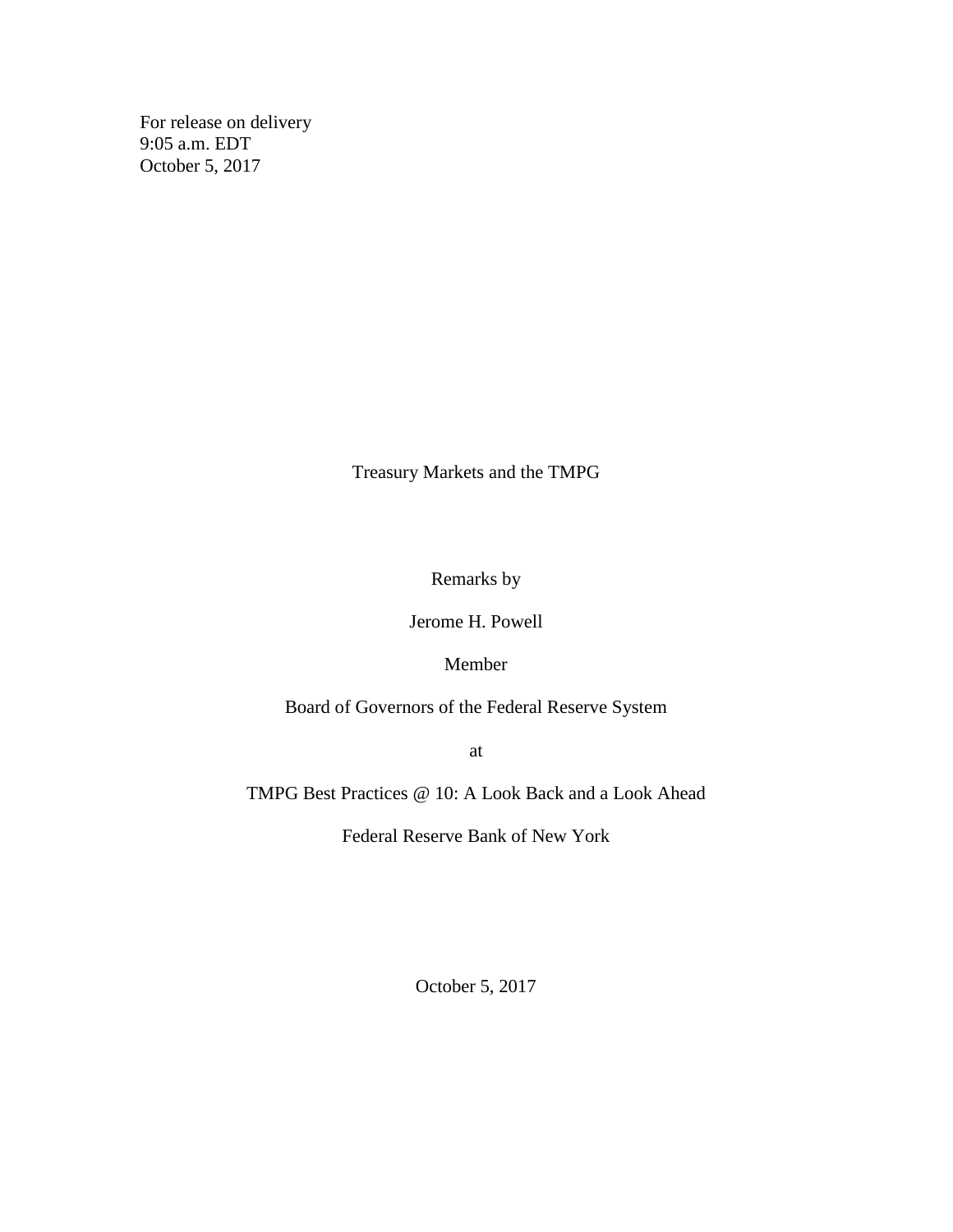For release on delivery
9:05 a.m. EDT
October 5, 2017

# Treasury Markets and the TMPG

Remarks by

Jerome H. Powell

Member

Board of Governors of the Federal Reserve System

at

TMPG Best Practices @ 10: A Look Back and a Look Ahead

Federal Reserve Bank of New York

October 5, 2017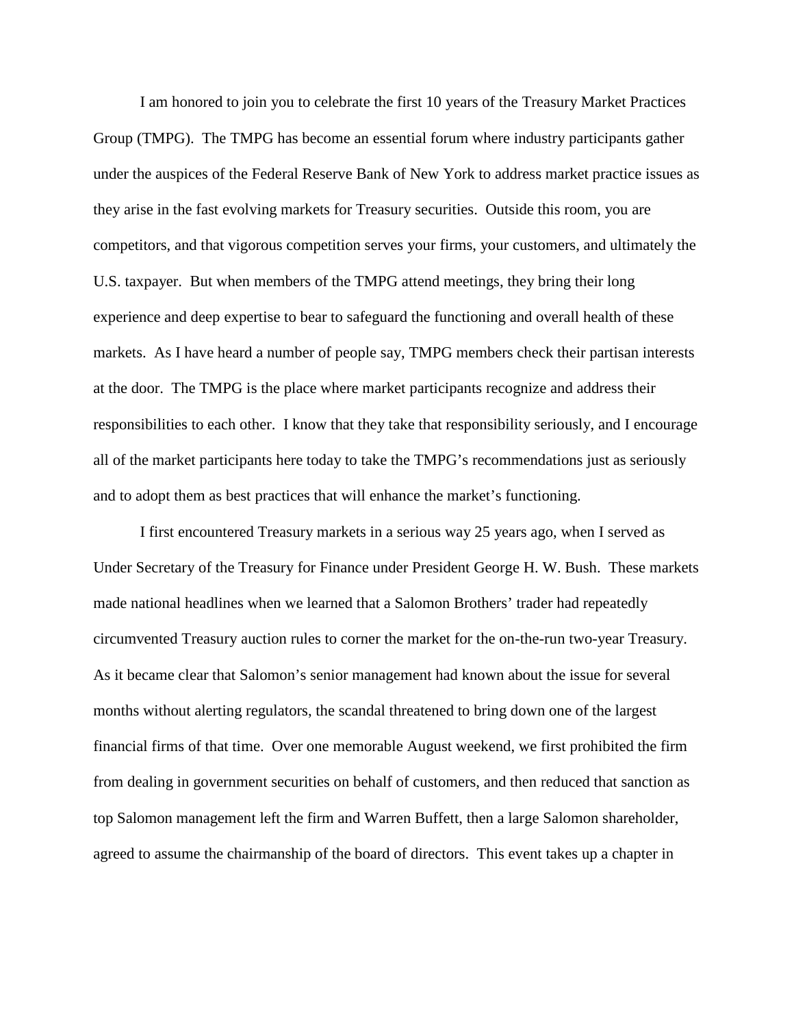I am honored to join you to celebrate the first 10 years of the Treasury Market Practices Group (TMPG). The TMPG has become an essential forum where industry participants gather under the auspices of the Federal Reserve Bank of New York to address market practice issues as they arise in the fast evolving markets for Treasury securities. Outside this room, you are competitors, and that vigorous competition serves your firms, your customers, and ultimately the U.S. taxpayer. But when members of the TMPG attend meetings, they bring their long experience and deep expertise to bear to safeguard the functioning and overall health of these markets. As I have heard a number of people say, TMPG members check their partisan interests at the door. The TMPG is the place where market participants recognize and address their responsibilities to each other. I know that they take that responsibility seriously, and I encourage all of the market participants here today to take the TMPG's recommendations just as seriously and to adopt them as best practices that will enhance the market's functioning.

I first encountered Treasury markets in a serious way 25 years ago, when I served as Under Secretary of the Treasury for Finance under President George H. W. Bush. These markets made national headlines when we learned that a Salomon Brothers' trader had repeatedly circumvented Treasury auction rules to corner the market for the on-the-run two-year Treasury. As it became clear that Salomon's senior management had known about the issue for several months without alerting regulators, the scandal threatened to bring down one of the largest financial firms of that time. Over one memorable August weekend, we first prohibited the firm from dealing in government securities on behalf of customers, and then reduced that sanction as top Salomon management left the firm and Warren Buffett, then a large Salomon shareholder, agreed to assume the chairmanship of the board of directors. This event takes up a chapter in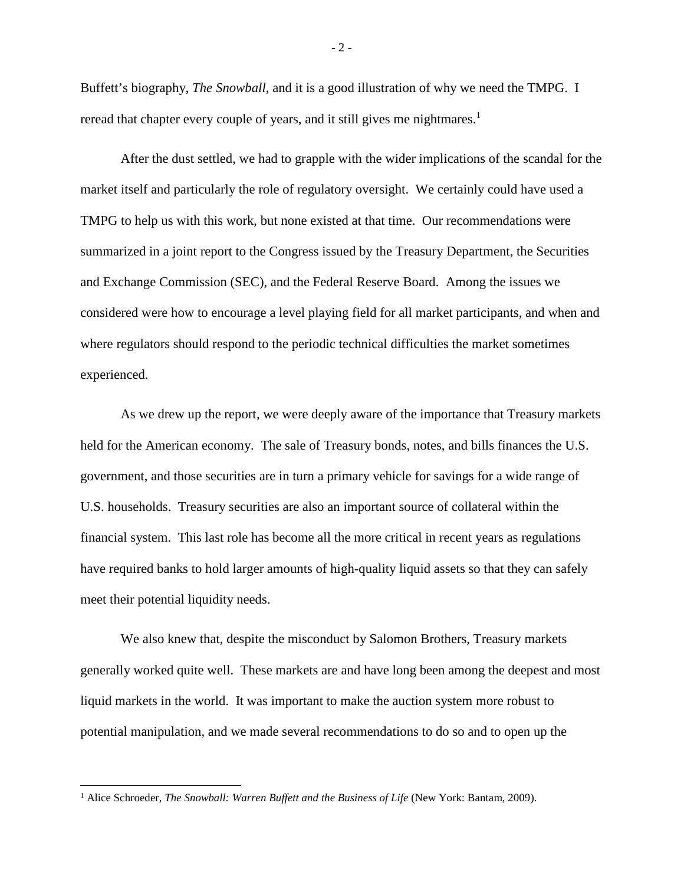Buffett's biography, *The Snowball*, and it is a good illustration of why we need the TMPG. I reread that chapter every couple of years, and it still gives me nightmares.[1]

After the dust settled, we had to grapple with the wider implications of the scandal for the market itself and particularly the role of regulatory oversight. We certainly could have used a TMPG to help us with this work, but none existed at that time. Our recommendations were summarized in a joint report to the Congress issued by the Treasury Department, the Securities and Exchange Commission (SEC), and the Federal Reserve Board. Among the issues we considered were how to encourage a level playing field for all market participants, and when and where regulators should respond to the periodic technical difficulties the market sometimes experienced.

As we drew up the report, we were deeply aware of the importance that Treasury markets held for the American economy. The sale of Treasury bonds, notes, and bills finances the U.S. government, and those securities are in turn a primary vehicle for savings for a wide range of U.S. households. Treasury securities are also an important source of collateral within the financial system. This last role has become all the more critical in recent years as regulations have required banks to hold larger amounts of high-quality liquid assets so that they can safely meet their potential liquidity needs.

We also knew that, despite the misconduct by Salomon Brothers, Treasury markets generally worked quite well. These markets are and have long been among the deepest and most liquid markets in the world. It was important to make the auction system more robust to potential manipulation, and we made several recommendations to do so and to open up the

[1] Alice Schroeder, *The Snowball: Warren Buffett and the Business of Life* (New York: Bantam, 2009).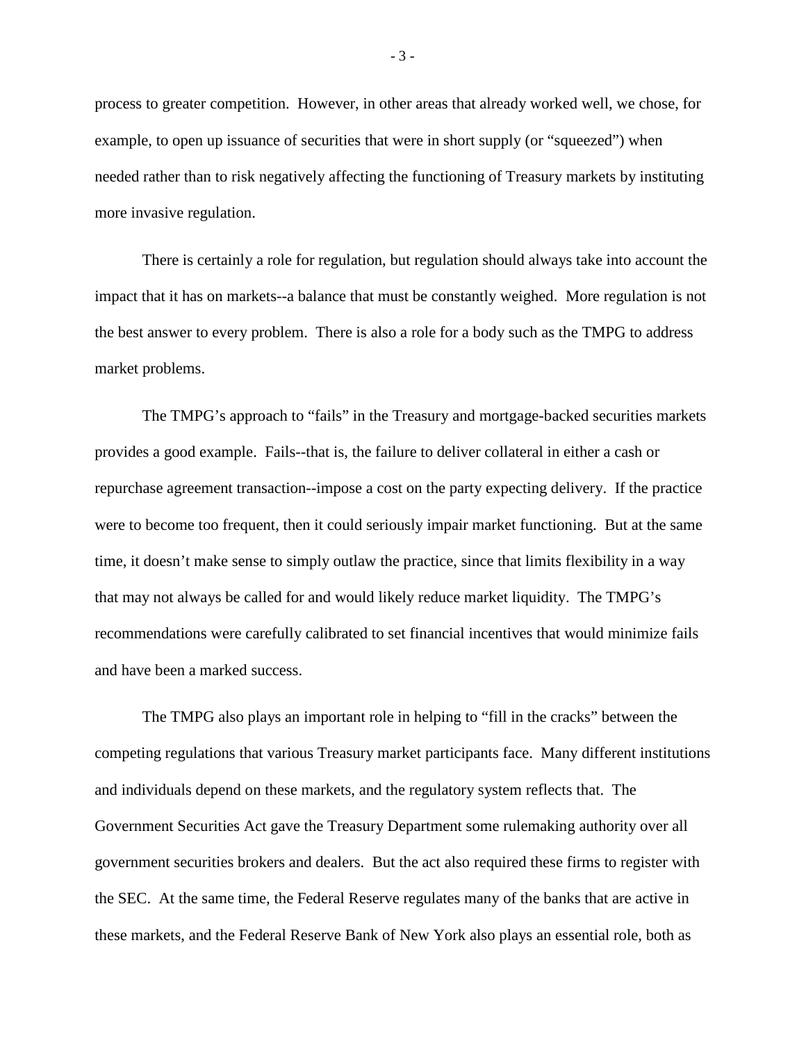process to greater competition. However, in other areas that already worked well, we chose, for example, to open up issuance of securities that were in short supply (or "squeezed") when needed rather than to risk negatively affecting the functioning of Treasury markets by instituting more invasive regulation.

There is certainly a role for regulation, but regulation should always take into account the impact that it has on markets--a balance that must be constantly weighed. More regulation is not the best answer to every problem. There is also a role for a body such as the TMPG to address market problems.

The TMPG's approach to "fails" in the Treasury and mortgage-backed securities markets provides a good example. Fails--that is, the failure to deliver collateral in either a cash or repurchase agreement transaction--impose a cost on the party expecting delivery. If the practice were to become too frequent, then it could seriously impair market functioning. But at the same time, it doesn't make sense to simply outlaw the practice, since that limits flexibility in a way that may not always be called for and would likely reduce market liquidity. The TMPG's recommendations were carefully calibrated to set financial incentives that would minimize fails and have been a marked success.

The TMPG also plays an important role in helping to "fill in the cracks" between the competing regulations that various Treasury market participants face. Many different institutions and individuals depend on these markets, and the regulatory system reflects that. The Government Securities Act gave the Treasury Department some rulemaking authority over all government securities brokers and dealers. But the act also required these firms to register with the SEC. At the same time, the Federal Reserve regulates many of the banks that are active in these markets, and the Federal Reserve Bank of New York also plays an essential role, both as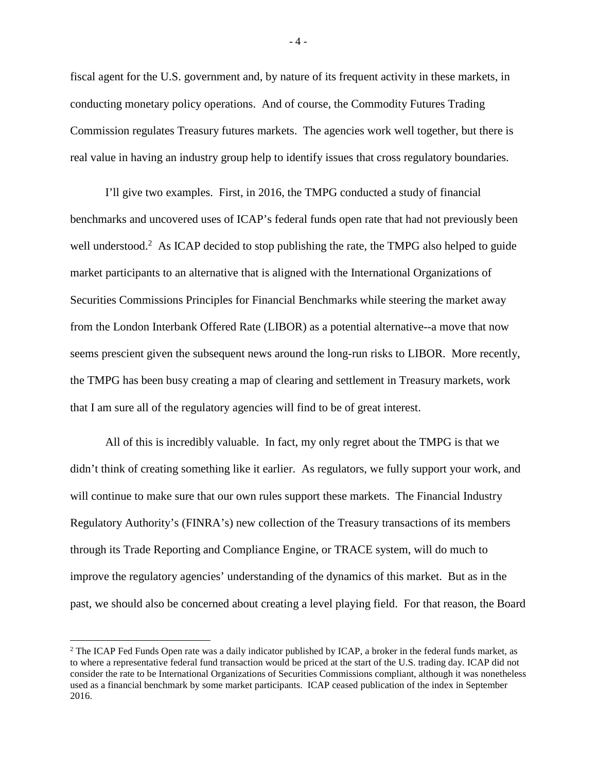fiscal agent for the U.S. government and, by nature of its frequent activity in these markets, in conducting monetary policy operations. And of course, the Commodity Futures Trading Commission regulates Treasury futures markets. The agencies work well together, but there is real value in having an industry group help to identify issues that cross regulatory boundaries.

I'll give two examples. First, in 2016, the TMPG conducted a study of financial benchmarks and uncovered uses of ICAP's federal funds open rate that had not previously been well understood.[2] As ICAP decided to stop publishing the rate, the TMPG also helped to guide market participants to an alternative that is aligned with the International Organizations of Securities Commissions Principles for Financial Benchmarks while steering the market away from the London Interbank Offered Rate (LIBOR) as a potential alternative--a move that now seems prescient given the subsequent news around the long-run risks to LIBOR. More recently, the TMPG has been busy creating a map of clearing and settlement in Treasury markets, work that I am sure all of the regulatory agencies will find to be of great interest.

All of this is incredibly valuable. In fact, my only regret about the TMPG is that we didn't think of creating something like it earlier. As regulators, we fully support your work, and will continue to make sure that our own rules support these markets. The Financial Industry Regulatory Authority's (FINRA's) new collection of the Treasury transactions of its members through its Trade Reporting and Compliance Engine, or TRACE system, will do much to improve the regulatory agencies' understanding of the dynamics of this market. But as in the past, we should also be concerned about creating a level playing field. For that reason, the Board

[2] The ICAP Fed Funds Open rate was a daily indicator published by ICAP, a broker in the federal funds market, as to where a representative federal fund transaction would be priced at the start of the U.S. trading day. ICAP did not consider the rate to be International Organizations of Securities Commissions compliant, although it was nonetheless used as a financial benchmark by some market participants. ICAP ceased publication of the index in September 2016.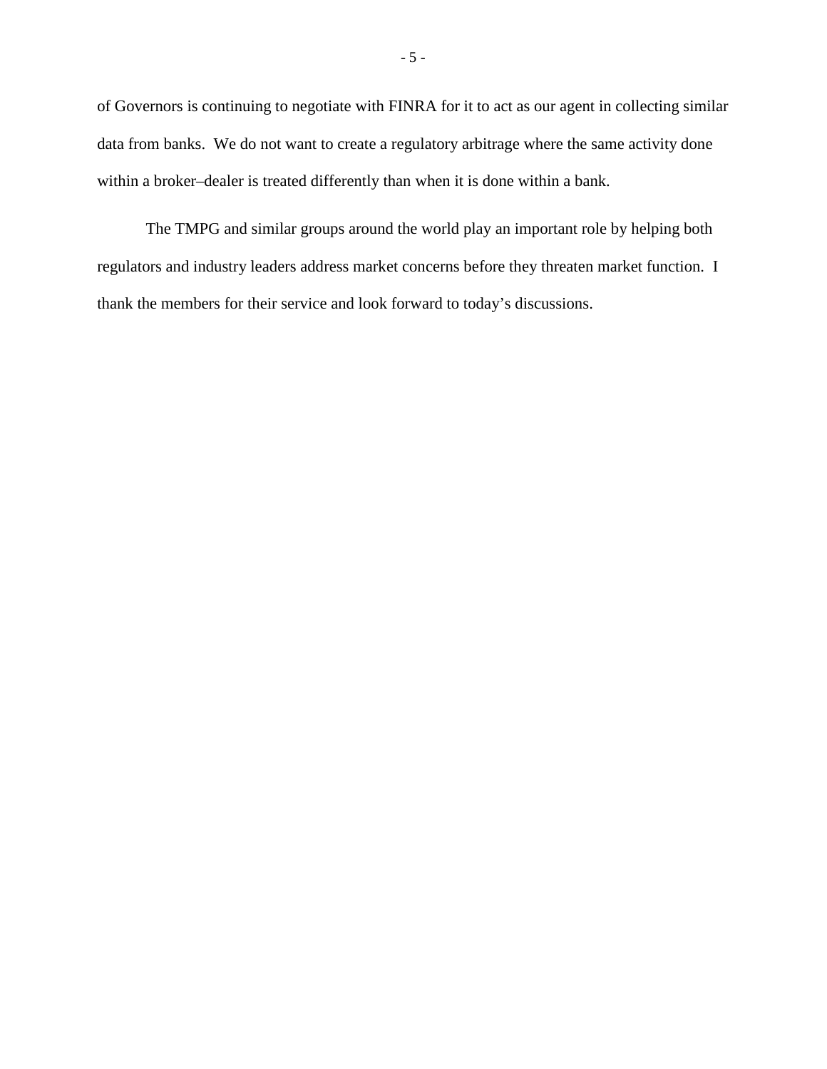of Governors is continuing to negotiate with FINRA for it to act as our agent in collecting similar data from banks. We do not want to create a regulatory arbitrage where the same activity done within a broker–dealer is treated differently than when it is done within a bank.

The TMPG and similar groups around the world play an important role by helping both regulators and industry leaders address market concerns before they threaten market function. I thank the members for their service and look forward to today's discussions.